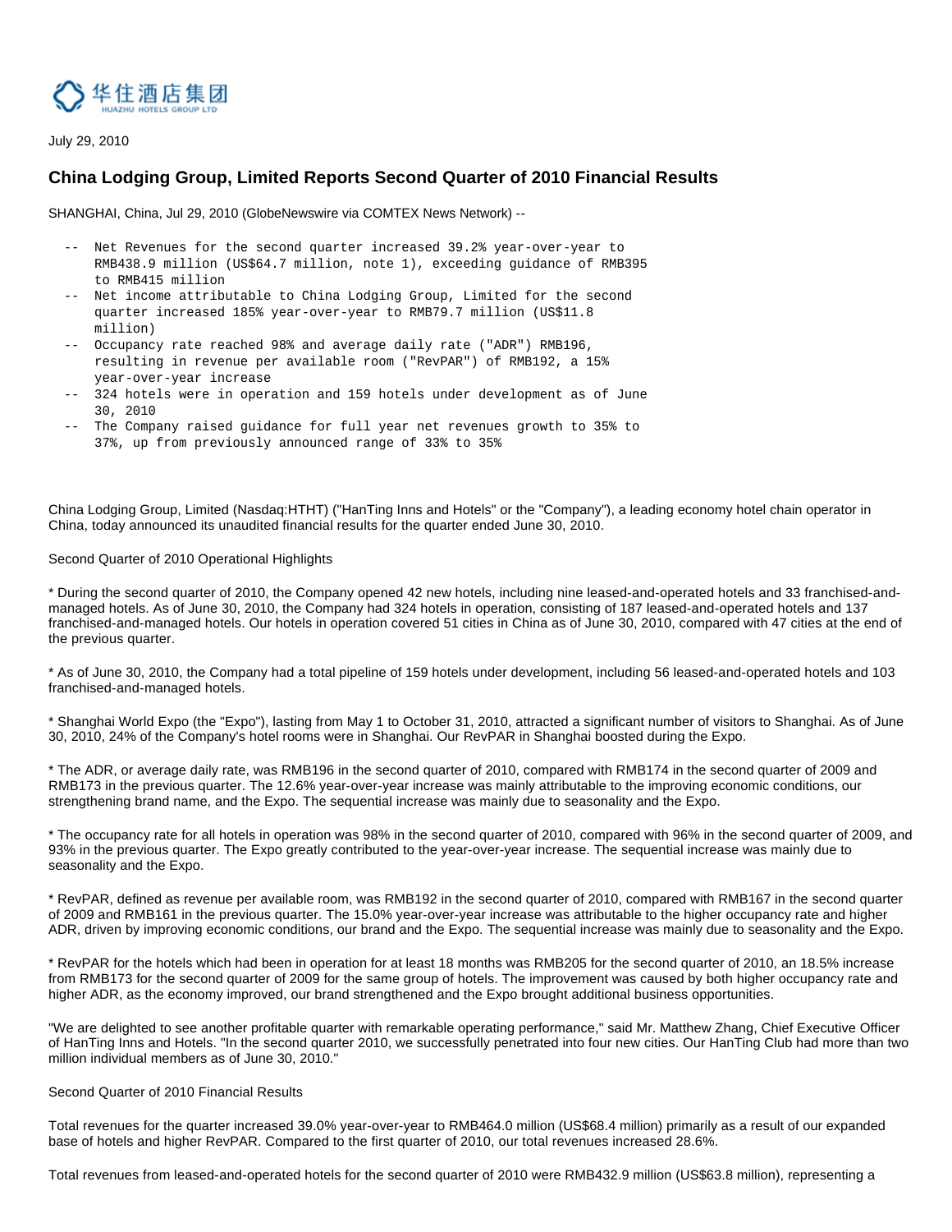华住酒店集团
HUAZHU HOTELS GROUP LTD

July 29, 2010

## China Lodging Group, Limited Reports Second Quarter of 2010 Financial Results

SHANGHAI, China, Jul 29, 2010 (GlobeNewswire via COMTEX News Network) --

- -- Net Revenues for the second quarter increased 39.2% year-over-year to RMB438.9 million (US$64.7 million, note 1), exceeding guidance of RMB395 to RMB415 million
- -- Net income attributable to China Lodging Group, Limited for the second quarter increased 185% year-over-year to RMB79.7 million (US$11.8 million)
- -- Occupancy rate reached 98% and average daily rate ("ADR") RMB196, resulting in revenue per available room ("RevPAR") of RMB192, a 15% year-over-year increase
- -- 324 hotels were in operation and 159 hotels under development as of June 30, 2010
- -- The Company raised guidance for full year net revenues growth to 35% to 37%, up from previously announced range of 33% to 35%

China Lodging Group, Limited (Nasdaq:HTHT) ("HanTing Inns and Hotels" or the "Company"), a leading economy hotel chain operator in China, today announced its unaudited financial results for the quarter ended June 30, 2010.

Second Quarter of 2010 Operational Highlights

* During the second quarter of 2010, the Company opened 42 new hotels, including nine leased-and-operated hotels and 33 franchised-and-managed hotels. As of June 30, 2010, the Company had 324 hotels in operation, consisting of 187 leased-and-operated hotels and 137 franchised-and-managed hotels. Our hotels in operation covered 51 cities in China as of June 30, 2010, compared with 47 cities at the end of the previous quarter.

* As of June 30, 2010, the Company had a total pipeline of 159 hotels under development, including 56 leased-and-operated hotels and 103 franchised-and-managed hotels.

* Shanghai World Expo (the "Expo"), lasting from May 1 to October 31, 2010, attracted a significant number of visitors to Shanghai. As of June 30, 2010, 24% of the Company's hotel rooms were in Shanghai. Our RevPAR in Shanghai boosted during the Expo.

* The ADR, or average daily rate, was RMB196 in the second quarter of 2010, compared with RMB174 in the second quarter of 2009 and RMB173 in the previous quarter. The 12.6% year-over-year increase was mainly attributable to the improving economic conditions, our strengthening brand name, and the Expo. The sequential increase was mainly due to seasonality and the Expo.

* The occupancy rate for all hotels in operation was 98% in the second quarter of 2010, compared with 96% in the second quarter of 2009, and 93% in the previous quarter. The Expo greatly contributed to the year-over-year increase. The sequential increase was mainly due to seasonality and the Expo.

* RevPAR, defined as revenue per available room, was RMB192 in the second quarter of 2010, compared with RMB167 in the second quarter of 2009 and RMB161 in the previous quarter. The 15.0% year-over-year increase was attributable to the higher occupancy rate and higher ADR, driven by improving economic conditions, our brand and the Expo. The sequential increase was mainly due to seasonality and the Expo.

* RevPAR for the hotels which had been in operation for at least 18 months was RMB205 for the second quarter of 2010, an 18.5% increase from RMB173 for the second quarter of 2009 for the same group of hotels. The improvement was caused by both higher occupancy rate and higher ADR, as the economy improved, our brand strengthened and the Expo brought additional business opportunities.

"We are delighted to see another profitable quarter with remarkable operating performance," said Mr. Matthew Zhang, Chief Executive Officer of HanTing Inns and Hotels. "In the second quarter 2010, we successfully penetrated into four new cities. Our HanTing Club had more than two million individual members as of June 30, 2010."

Second Quarter of 2010 Financial Results

Total revenues for the quarter increased 39.0% year-over-year to RMB464.0 million (US$68.4 million) primarily as a result of our expanded base of hotels and higher RevPAR. Compared to the first quarter of 2010, our total revenues increased 28.6%.

Total revenues from leased-and-operated hotels for the second quarter of 2010 were RMB432.9 million (US$63.8 million), representing a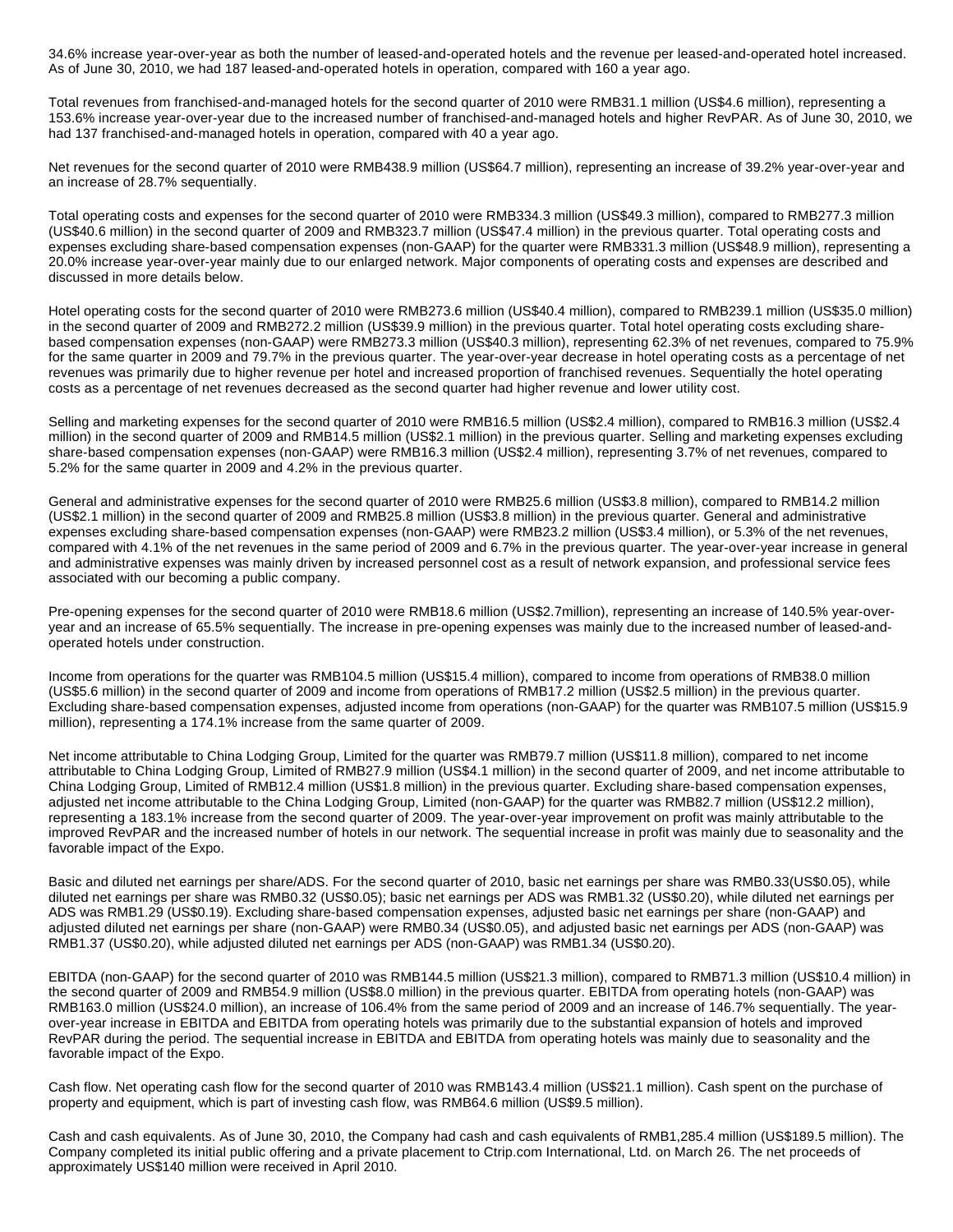34.6% increase year-over-year as both the number of leased-and-operated hotels and the revenue per leased-and-operated hotel increased. As of June 30, 2010, we had 187 leased-and-operated hotels in operation, compared with 160 a year ago.

Total revenues from franchised-and-managed hotels for the second quarter of 2010 were RMB31.1 million (US$4.6 million), representing a 153.6% increase year-over-year due to the increased number of franchised-and-managed hotels and higher RevPAR. As of June 30, 2010, we had 137 franchised-and-managed hotels in operation, compared with 40 a year ago.

Net revenues for the second quarter of 2010 were RMB438.9 million (US$64.7 million), representing an increase of 39.2% year-over-year and an increase of 28.7% sequentially.

Total operating costs and expenses for the second quarter of 2010 were RMB334.3 million (US$49.3 million), compared to RMB277.3 million (US$40.6 million) in the second quarter of 2009 and RMB323.7 million (US$47.4 million) in the previous quarter. Total operating costs and expenses excluding share-based compensation expenses (non-GAAP) for the quarter were RMB331.3 million (US$48.9 million), representing a 20.0% increase year-over-year mainly due to our enlarged network. Major components of operating costs and expenses are described and discussed in more details below.

Hotel operating costs for the second quarter of 2010 were RMB273.6 million (US$40.4 million), compared to RMB239.1 million (US$35.0 million) in the second quarter of 2009 and RMB272.2 million (US$39.9 million) in the previous quarter. Total hotel operating costs excluding share-based compensation expenses (non-GAAP) were RMB273.3 million (US$40.3 million), representing 62.3% of net revenues, compared to 75.9% for the same quarter in 2009 and 79.7% in the previous quarter. The year-over-year decrease in hotel operating costs as a percentage of net revenues was primarily due to higher revenue per hotel and increased proportion of franchised revenues. Sequentially the hotel operating costs as a percentage of net revenues decreased as the second quarter had higher revenue and lower utility cost.

Selling and marketing expenses for the second quarter of 2010 were RMB16.5 million (US$2.4 million), compared to RMB16.3 million (US$2.4 million) in the second quarter of 2009 and RMB14.5 million (US$2.1 million) in the previous quarter. Selling and marketing expenses excluding share-based compensation expenses (non-GAAP) were RMB16.3 million (US$2.4 million), representing 3.7% of net revenues, compared to 5.2% for the same quarter in 2009 and 4.2% in the previous quarter.

General and administrative expenses for the second quarter of 2010 were RMB25.6 million (US$3.8 million), compared to RMB14.2 million (US$2.1 million) in the second quarter of 2009 and RMB25.8 million (US$3.8 million) in the previous quarter. General and administrative expenses excluding share-based compensation expenses (non-GAAP) were RMB23.2 million (US$3.4 million), or 5.3% of the net revenues, compared with 4.1% of the net revenues in the same period of 2009 and 6.7% in the previous quarter. The year-over-year increase in general and administrative expenses was mainly driven by increased personnel cost as a result of network expansion, and professional service fees associated with our becoming a public company.

Pre-opening expenses for the second quarter of 2010 were RMB18.6 million (US$2.7million), representing an increase of 140.5% year-over-year and an increase of 65.5% sequentially. The increase in pre-opening expenses was mainly due to the increased number of leased-and-operated hotels under construction.

Income from operations for the quarter was RMB104.5 million (US$15.4 million), compared to income from operations of RMB38.0 million (US$5.6 million) in the second quarter of 2009 and income from operations of RMB17.2 million (US$2.5 million) in the previous quarter. Excluding share-based compensation expenses, adjusted income from operations (non-GAAP) for the quarter was RMB107.5 million (US$15.9 million), representing a 174.1% increase from the same quarter of 2009.

Net income attributable to China Lodging Group, Limited for the quarter was RMB79.7 million (US$11.8 million), compared to net income attributable to China Lodging Group, Limited of RMB27.9 million (US$4.1 million) in the second quarter of 2009, and net income attributable to China Lodging Group, Limited of RMB12.4 million (US$1.8 million) in the previous quarter. Excluding share-based compensation expenses, adjusted net income attributable to the China Lodging Group, Limited (non-GAAP) for the quarter was RMB82.7 million (US$12.2 million), representing a 183.1% increase from the second quarter of 2009. The year-over-year improvement on profit was mainly attributable to the improved RevPAR and the increased number of hotels in our network. The sequential increase in profit was mainly due to seasonality and the favorable impact of the Expo.

Basic and diluted net earnings per share/ADS. For the second quarter of 2010, basic net earnings per share was RMB0.33(US$0.05), while diluted net earnings per share was RMB0.32 (US$0.05); basic net earnings per ADS was RMB1.32 (US$0.20), while diluted net earnings per ADS was RMB1.29 (US$0.19). Excluding share-based compensation expenses, adjusted basic net earnings per share (non-GAAP) and adjusted diluted net earnings per share (non-GAAP) were RMB0.34 (US$0.05), and adjusted basic net earnings per ADS (non-GAAP) was RMB1.37 (US$0.20), while adjusted diluted net earnings per ADS (non-GAAP) was RMB1.34 (US$0.20).

EBITDA (non-GAAP) for the second quarter of 2010 was RMB144.5 million (US$21.3 million), compared to RMB71.3 million (US$10.4 million) in the second quarter of 2009 and RMB54.9 million (US$8.0 million) in the previous quarter. EBITDA from operating hotels (non-GAAP) was RMB163.0 million (US$24.0 million), an increase of 106.4% from the same period of 2009 and an increase of 146.7% sequentially. The year-over-year increase in EBITDA and EBITDA from operating hotels was primarily due to the substantial expansion of hotels and improved RevPAR during the period. The sequential increase in EBITDA and EBITDA from operating hotels was mainly due to seasonality and the favorable impact of the Expo.

Cash flow. Net operating cash flow for the second quarter of 2010 was RMB143.4 million (US$21.1 million). Cash spent on the purchase of property and equipment, which is part of investing cash flow, was RMB64.6 million (US$9.5 million).

Cash and cash equivalents. As of June 30, 2010, the Company had cash and cash equivalents of RMB1,285.4 million (US$189.5 million). The Company completed its initial public offering and a private placement to Ctrip.com International, Ltd. on March 26. The net proceeds of approximately US$140 million were received in April 2010.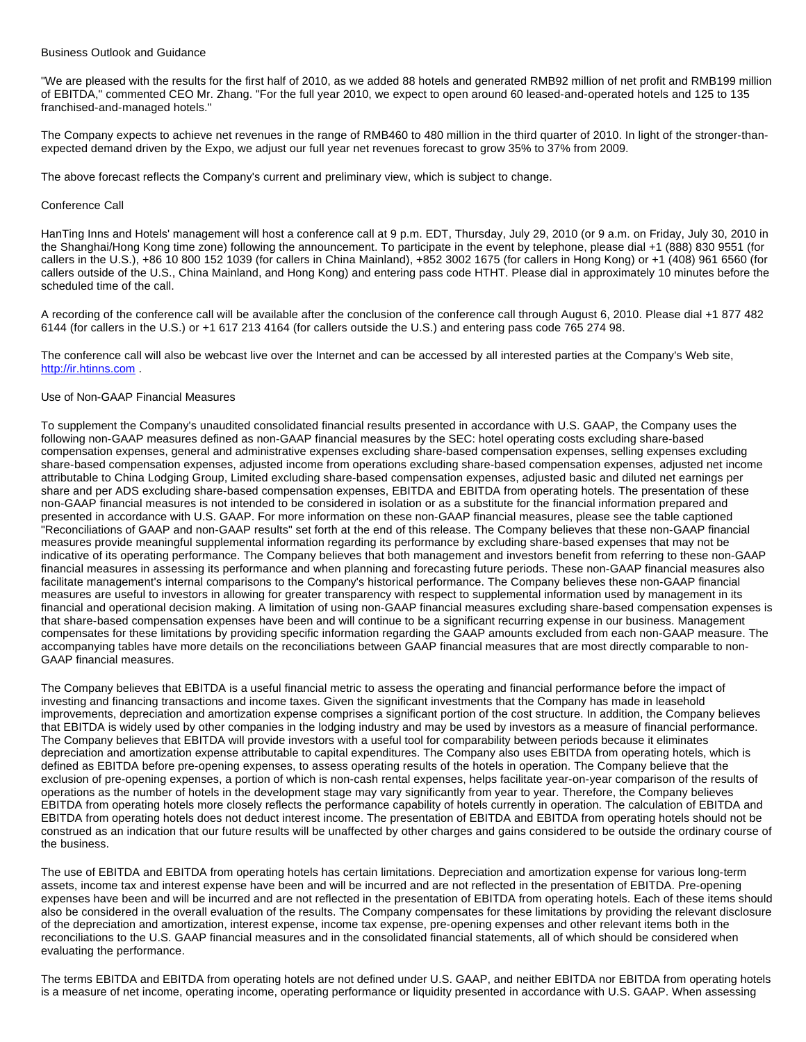Business Outlook and Guidance

"We are pleased with the results for the first half of 2010, as we added 88 hotels and generated RMB92 million of net profit and RMB199 million of EBITDA," commented CEO Mr. Zhang. "For the full year 2010, we expect to open around 60 leased-and-operated hotels and 125 to 135 franchised-and-managed hotels."

The Company expects to achieve net revenues in the range of RMB460 to 480 million in the third quarter of 2010. In light of the stronger-than-expected demand driven by the Expo, we adjust our full year net revenues forecast to grow 35% to 37% from 2009.

The above forecast reflects the Company's current and preliminary view, which is subject to change.

Conference Call

HanTing Inns and Hotels' management will host a conference call at 9 p.m. EDT, Thursday, July 29, 2010 (or 9 a.m. on Friday, July 30, 2010 in the Shanghai/Hong Kong time zone) following the announcement. To participate in the event by telephone, please dial +1 (888) 830 9551 (for callers in the U.S.), +86 10 800 152 1039 (for callers in China Mainland), +852 3002 1675 (for callers in Hong Kong) or +1 (408) 961 6560 (for callers outside of the U.S., China Mainland, and Hong Kong) and entering pass code HTHT. Please dial in approximately 10 minutes before the scheduled time of the call.

A recording of the conference call will be available after the conclusion of the conference call through August 6, 2010. Please dial +1 877 482 6144 (for callers in the U.S.) or +1 617 213 4164 (for callers outside the U.S.) and entering pass code 765 274 98.

The conference call will also be webcast live over the Internet and can be accessed by all interested parties at the Company's Web site, http://ir.htinns.com .

Use of Non-GAAP Financial Measures

To supplement the Company's unaudited consolidated financial results presented in accordance with U.S. GAAP, the Company uses the following non-GAAP measures defined as non-GAAP financial measures by the SEC: hotel operating costs excluding share-based compensation expenses, general and administrative expenses excluding share-based compensation expenses, selling expenses excluding share-based compensation expenses, adjusted income from operations excluding share-based compensation expenses, adjusted net income attributable to China Lodging Group, Limited excluding share-based compensation expenses, adjusted basic and diluted net earnings per share and per ADS excluding share-based compensation expenses, EBITDA and EBITDA from operating hotels. The presentation of these non-GAAP financial measures is not intended to be considered in isolation or as a substitute for the financial information prepared and presented in accordance with U.S. GAAP. For more information on these non-GAAP financial measures, please see the table captioned "Reconciliations of GAAP and non-GAAP results" set forth at the end of this release. The Company believes that these non-GAAP financial measures provide meaningful supplemental information regarding its performance by excluding share-based expenses that may not be indicative of its operating performance. The Company believes that both management and investors benefit from referring to these non-GAAP financial measures in assessing its performance and when planning and forecasting future periods. These non-GAAP financial measures also facilitate management's internal comparisons to the Company's historical performance. The Company believes these non-GAAP financial measures are useful to investors in allowing for greater transparency with respect to supplemental information used by management in its financial and operational decision making. A limitation of using non-GAAP financial measures excluding share-based compensation expenses is that share-based compensation expenses have been and will continue to be a significant recurring expense in our business. Management compensates for these limitations by providing specific information regarding the GAAP amounts excluded from each non-GAAP measure. The accompanying tables have more details on the reconciliations between GAAP financial measures that are most directly comparable to non-GAAP financial measures.

The Company believes that EBITDA is a useful financial metric to assess the operating and financial performance before the impact of investing and financing transactions and income taxes. Given the significant investments that the Company has made in leasehold improvements, depreciation and amortization expense comprises a significant portion of the cost structure. In addition, the Company believes that EBITDA is widely used by other companies in the lodging industry and may be used by investors as a measure of financial performance. The Company believes that EBITDA will provide investors with a useful tool for comparability between periods because it eliminates depreciation and amortization expense attributable to capital expenditures. The Company also uses EBITDA from operating hotels, which is defined as EBITDA before pre-opening expenses, to assess operating results of the hotels in operation. The Company believe that the exclusion of pre-opening expenses, a portion of which is non-cash rental expenses, helps facilitate year-on-year comparison of the results of operations as the number of hotels in the development stage may vary significantly from year to year. Therefore, the Company believes EBITDA from operating hotels more closely reflects the performance capability of hotels currently in operation. The calculation of EBITDA and EBITDA from operating hotels does not deduct interest income. The presentation of EBITDA and EBITDA from operating hotels should not be construed as an indication that our future results will be unaffected by other charges and gains considered to be outside the ordinary course of the business.

The use of EBITDA and EBITDA from operating hotels has certain limitations. Depreciation and amortization expense for various long-term assets, income tax and interest expense have been and will be incurred and are not reflected in the presentation of EBITDA. Pre-opening expenses have been and will be incurred and are not reflected in the presentation of EBITDA from operating hotels. Each of these items should also be considered in the overall evaluation of the results. The Company compensates for these limitations by providing the relevant disclosure of the depreciation and amortization, interest expense, income tax expense, pre-opening expenses and other relevant items both in the reconciliations to the U.S. GAAP financial measures and in the consolidated financial statements, all of which should be considered when evaluating the performance.

The terms EBITDA and EBITDA from operating hotels are not defined under U.S. GAAP, and neither EBITDA nor EBITDA from operating hotels is a measure of net income, operating income, operating performance or liquidity presented in accordance with U.S. GAAP. When assessing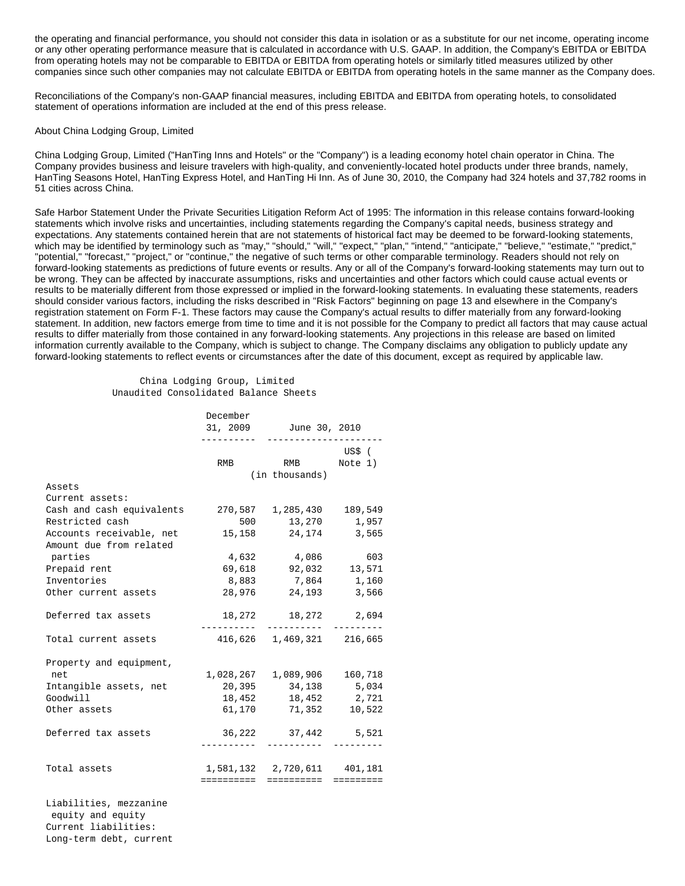the operating and financial performance, you should not consider this data in isolation or as a substitute for our net income, operating income or any other operating performance measure that is calculated in accordance with U.S. GAAP. In addition, the Company's EBITDA or EBITDA from operating hotels may not be comparable to EBITDA or EBITDA from operating hotels or similarly titled measures utilized by other companies since such other companies may not calculate EBITDA or EBITDA from operating hotels in the same manner as the Company does.

Reconciliations of the Company's non-GAAP financial measures, including EBITDA and EBITDA from operating hotels, to consolidated statement of operations information are included at the end of this press release.

About China Lodging Group, Limited

China Lodging Group, Limited ("HanTing Inns and Hotels" or the "Company") is a leading economy hotel chain operator in China. The Company provides business and leisure travelers with high-quality, and conveniently-located hotel products under three brands, namely, HanTing Seasons Hotel, HanTing Express Hotel, and HanTing Hi Inn. As of June 30, 2010, the Company had 324 hotels and 37,782 rooms in 51 cities across China.

Safe Harbor Statement Under the Private Securities Litigation Reform Act of 1995: The information in this release contains forward-looking statements which involve risks and uncertainties, including statements regarding the Company's capital needs, business strategy and expectations. Any statements contained herein that are not statements of historical fact may be deemed to be forward-looking statements, which may be identified by terminology such as "may," "should," "will," "expect," "plan," "intend," "anticipate," "believe," "estimate," "predict," "potential," "forecast," "project," or "continue," the negative of such terms or other comparable terminology. Readers should not rely on forward-looking statements as predictions of future events or results. Any or all of the Company's forward-looking statements may turn out to be wrong. They can be affected by inaccurate assumptions, risks and uncertainties and other factors which could cause actual events or results to be materially different from those expressed or implied in the forward-looking statements. In evaluating these statements, readers should consider various factors, including the risks described in "Risk Factors" beginning on page 13 and elsewhere in the Company's registration statement on Form F-1. These factors may cause the Company's actual results to differ materially from any forward-looking statement. In addition, new factors emerge from time to time and it is not possible for the Company to predict all factors that may cause actual results to differ materially from those contained in any forward-looking statements. Any projections in this release are based on limited information currently available to the Company, which is subject to change. The Company disclaims any obligation to publicly update any forward-looking statements to reflect events or circumstances after the date of this document, except as required by applicable law.

China Lodging Group, Limited
Unaudited Consolidated Balance Sheets

| | December 31, 2009 | June 30, 2010 | |
|---|---|---|---|
| | RMB | RMB | US$ (Note 1) |
| | (in thousands) | | |
| Assets | | | |
| Current assets: | | | |
| Cash and cash equivalents | 270,587 | 1,285,430 | 189,549 |
| Restricted cash | 500 | 13,270 | 1,957 |
| Accounts receivable, net | 15,158 | 24,174 | 3,565 |
| Amount due from related parties | 4,632 | 4,086 | 603 |
| Prepaid rent | 69,618 | 92,032 | 13,571 |
| Inventories | 8,883 | 7,864 | 1,160 |
| Other current assets | 28,976 | 24,193 | 3,566 |
| Deferred tax assets | 18,272 | 18,272 | 2,694 |
| Total current assets | 416,626 | 1,469,321 | 216,665 |
| Property and equipment, net | 1,028,267 | 1,089,906 | 160,718 |
| Intangible assets, net | 20,395 | 34,138 | 5,034 |
| Goodwill | 18,452 | 18,452 | 2,721 |
| Other assets | 61,170 | 71,352 | 10,522 |
| Deferred tax assets | 36,222 | 37,442 | 5,521 |
| Total assets | 1,581,132 | 2,720,611 | 401,181 |
| Liabilities, mezzanine equity and equity | | | |
| Current liabilities: | | | |
| Long-term debt, current | | | |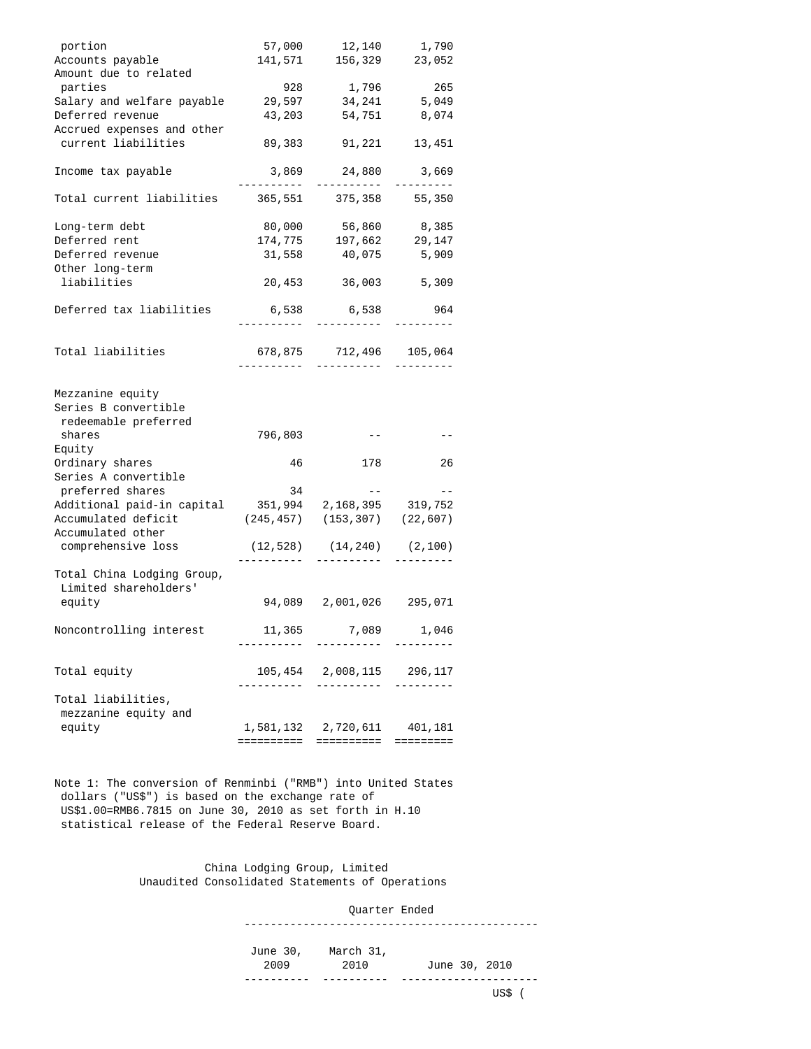| | | | |
|---|---|---|---|
| portion | 57,000 | 12,140 | 1,790 |
| Accounts payable | 141,571 | 156,329 | 23,052 |
| Amount due to related parties | 928 | 1,796 | 265 |
| Salary and welfare payable | 29,597 | 34,241 | 5,049 |
| Deferred revenue | 43,203 | 54,751 | 8,074 |
| Accrued expenses and other current liabilities | 89,383 | 91,221 | 13,451 |
| Income tax payable | 3,869 | 24,880 | 3,669 |
| Total current liabilities | 365,551 | 375,358 | 55,350 |
| Long-term debt | 80,000 | 56,860 | 8,385 |
| Deferred rent | 174,775 | 197,662 | 29,147 |
| Deferred revenue | 31,558 | 40,075 | 5,909 |
| Other long-term liabilities | 20,453 | 36,003 | 5,309 |
| Deferred tax liabilities | 6,538 | 6,538 | 964 |
| Total liabilities | 678,875 | 712,496 | 105,064 |
| Mezzanine equity | | | |
| Series B convertible redeemable preferred shares | 796,803 | -- | -- |
| Equity | | | |
| Ordinary shares | 46 | 178 | 26 |
| Series A convertible preferred shares | 34 | -- | -- |
| Additional paid-in capital | 351,994 | 2,168,395 | 319,752 |
| Accumulated deficit | (245,457) | (153,307) | (22,607) |
| Accumulated other comprehensive loss | (12,528) | (14,240) | (2,100) |
| Total China Lodging Group, Limited shareholders' equity | 94,089 | 2,001,026 | 295,071 |
| Noncontrolling interest | 11,365 | 7,089 | 1,046 |
| Total equity | 105,454 | 2,008,115 | 296,117 |
| Total liabilities, mezzanine equity and equity | 1,581,132 | 2,720,611 | 401,181 |

Note 1: The conversion of Renminbi ("RMB") into United States dollars ("US$") is based on the exchange rate of US$1.00=RMB6.7815 on June 30, 2010 as set forth in H.10 statistical release of the Federal Reserve Board.

China Lodging Group, Limited
Unaudited Consolidated Statements of Operations

| | Quarter Ended | | |
|---|---|---|---|
| | June 30, 2009 | March 31, 2010 | June 30, 2010 |
| | | | US$ ( |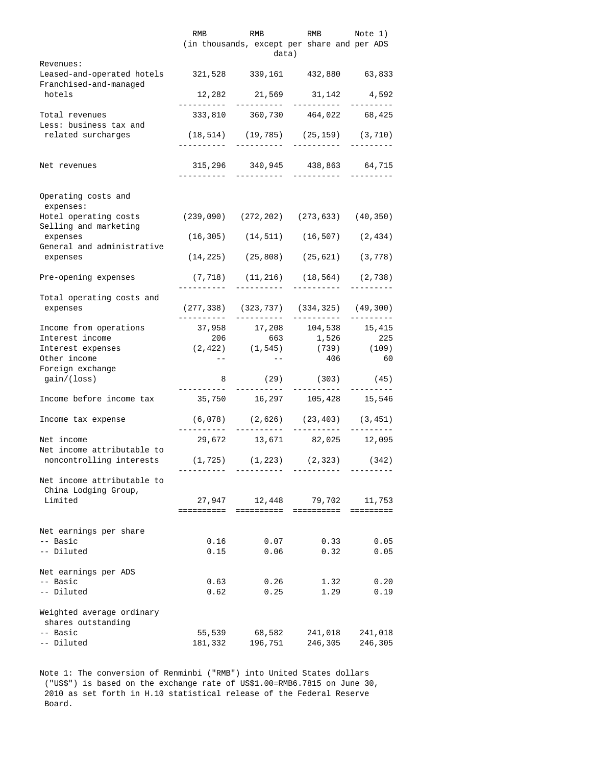| | RMB | RMB | RMB | Note 1) |
|---|---|---|---|---|
| | (in thousands, except per share and per ADS data) | | | |
| Revenues: | | | | |
| Leased-and-operated hotels | 321,528 | 339,161 | 432,880 | 63,833 |
| Franchised-and-managed hotels | 12,282 | 21,569 | 31,142 | 4,592 |
| Total revenues | 333,810 | 360,730 | 464,022 | 68,425 |
| Less: business tax and related surcharges | (18,514) | (19,785) | (25,159) | (3,710) |
| Net revenues | 315,296 | 340,945 | 438,863 | 64,715 |
| Operating costs and expenses: | | | | |
| Hotel operating costs | (239,090) | (272,202) | (273,633) | (40,350) |
| Selling and marketing expenses | (16,305) | (14,511) | (16,507) | (2,434) |
| General and administrative expenses | (14,225) | (25,808) | (25,621) | (3,778) |
| Pre-opening expenses | (7,718) | (11,216) | (18,564) | (2,738) |
| Total operating costs and expenses | (277,338) | (323,737) | (334,325) | (49,300) |
| Income from operations | 37,958 | 17,208 | 104,538 | 15,415 |
| Interest income | 206 | 663 | 1,526 | 225 |
| Interest expenses | (2,422) | (1,545) | (739) | (109) |
| Other income | -- | -- | 406 | 60 |
| Foreign exchange gain/(loss) | 8 | (29) | (303) | (45) |
| Income before income tax | 35,750 | 16,297 | 105,428 | 15,546 |
| Income tax expense | (6,078) | (2,626) | (23,403) | (3,451) |
| Net income | 29,672 | 13,671 | 82,025 | 12,095 |
| Net income attributable to noncontrolling interests | (1,725) | (1,223) | (2,323) | (342) |
| Net income attributable to China Lodging Group, Limited | 27,947 | 12,448 | 79,702 | 11,753 |
| Net earnings per share | | | | |
| -- Basic | 0.16 | 0.07 | 0.33 | 0.05 |
| -- Diluted | 0.15 | 0.06 | 0.32 | 0.05 |
| Net earnings per ADS | | | | |
| -- Basic | 0.63 | 0.26 | 1.32 | 0.20 |
| -- Diluted | 0.62 | 0.25 | 1.29 | 0.19 |
| Weighted average ordinary shares outstanding | | | | |
| -- Basic | 55,539 | 68,582 | 241,018 | 241,018 |
| -- Diluted | 181,332 | 196,751 | 246,305 | 246,305 |

Note 1: The conversion of Renminbi ("RMB") into United States dollars ("US$") is based on the exchange rate of US$1.00=RMB6.7815 on June 30, 2010 as set forth in H.10 statistical release of the Federal Reserve Board.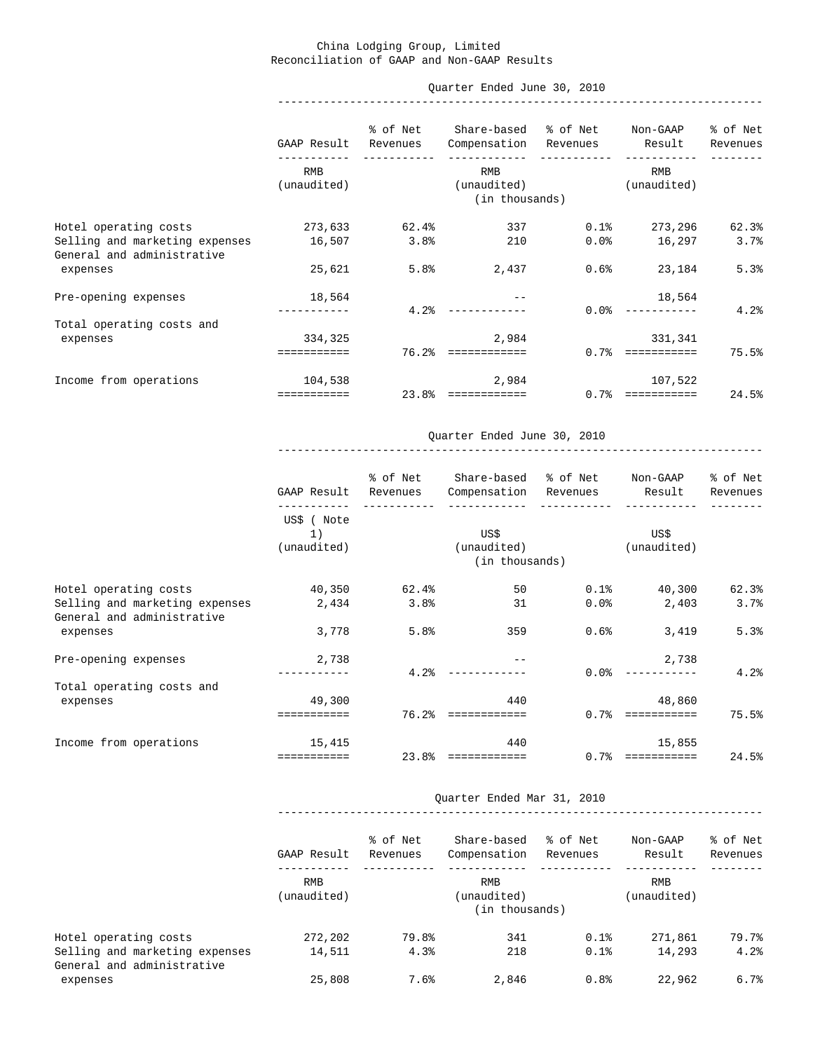China Lodging Group, Limited
Reconciliation of GAAP and Non-GAAP Results

| | Quarter Ended June 30, 2010 | | | | | |
|---|---|---|---|---|---|---|
| | GAAP Result | % of Net Revenues | Share-based Compensation | % of Net Revenues | Non-GAAP Result | % of Net Revenues |
| | RMB (unaudited) | | RMB (unaudited) (in thousands) | | RMB (unaudited) | |
| Hotel operating costs | 273,633 | 62.4% | 337 | 0.1% | 273,296 | 62.3% |
| Selling and marketing expenses | 16,507 | 3.8% | 210 | 0.0% | 16,297 | 3.7% |
| General and administrative expenses | 25,621 | 5.8% | 2,437 | 0.6% | 23,184 | 5.3% |
| Pre-opening expenses | 18,564 | 4.2% | -- | 0.0% | 18,564 | 4.2% |
| Total operating costs and expenses | 334,325 | 76.2% | 2,984 | 0.7% | 331,341 | 75.5% |
| Income from operations | 104,538 | 23.8% | 2,984 | 0.7% | 107,522 | 24.5% |

| | Quarter Ended June 30, 2010 | | | | | |
|---|---|---|---|---|---|---|
| | GAAP Result | % of Net Revenues | Share-based Compensation | % of Net Revenues | Non-GAAP Result | % of Net Revenues |
| | US$ ( Note 1) (unaudited) | | US$ (unaudited) (in thousands) | | US$ (unaudited) | |
| Hotel operating costs | 40,350 | 62.4% | 50 | 0.1% | 40,300 | 62.3% |
| Selling and marketing expenses | 2,434 | 3.8% | 31 | 0.0% | 2,403 | 3.7% |
| General and administrative expenses | 3,778 | 5.8% | 359 | 0.6% | 3,419 | 5.3% |
| Pre-opening expenses | 2,738 | 4.2% | -- | 0.0% | 2,738 | 4.2% |
| Total operating costs and expenses | 49,300 | 76.2% | 440 | 0.7% | 48,860 | 75.5% |
| Income from operations | 15,415 | 23.8% | 440 | 0.7% | 15,855 | 24.5% |

| | Quarter Ended Mar 31, 2010 | | | | | |
|---|---|---|---|---|---|---|
| | GAAP Result | % of Net Revenues | Share-based Compensation | % of Net Revenues | Non-GAAP Result | % of Net Revenues |
| | RMB (unaudited) | | RMB (unaudited) (in thousands) | | RMB (unaudited) | |
| Hotel operating costs | 272,202 | 79.8% | 341 | 0.1% | 271,861 | 79.7% |
| Selling and marketing expenses | 14,511 | 4.3% | 218 | 0.1% | 14,293 | 4.2% |
| General and administrative expenses | 25,808 | 7.6% | 2,846 | 0.8% | 22,962 | 6.7% |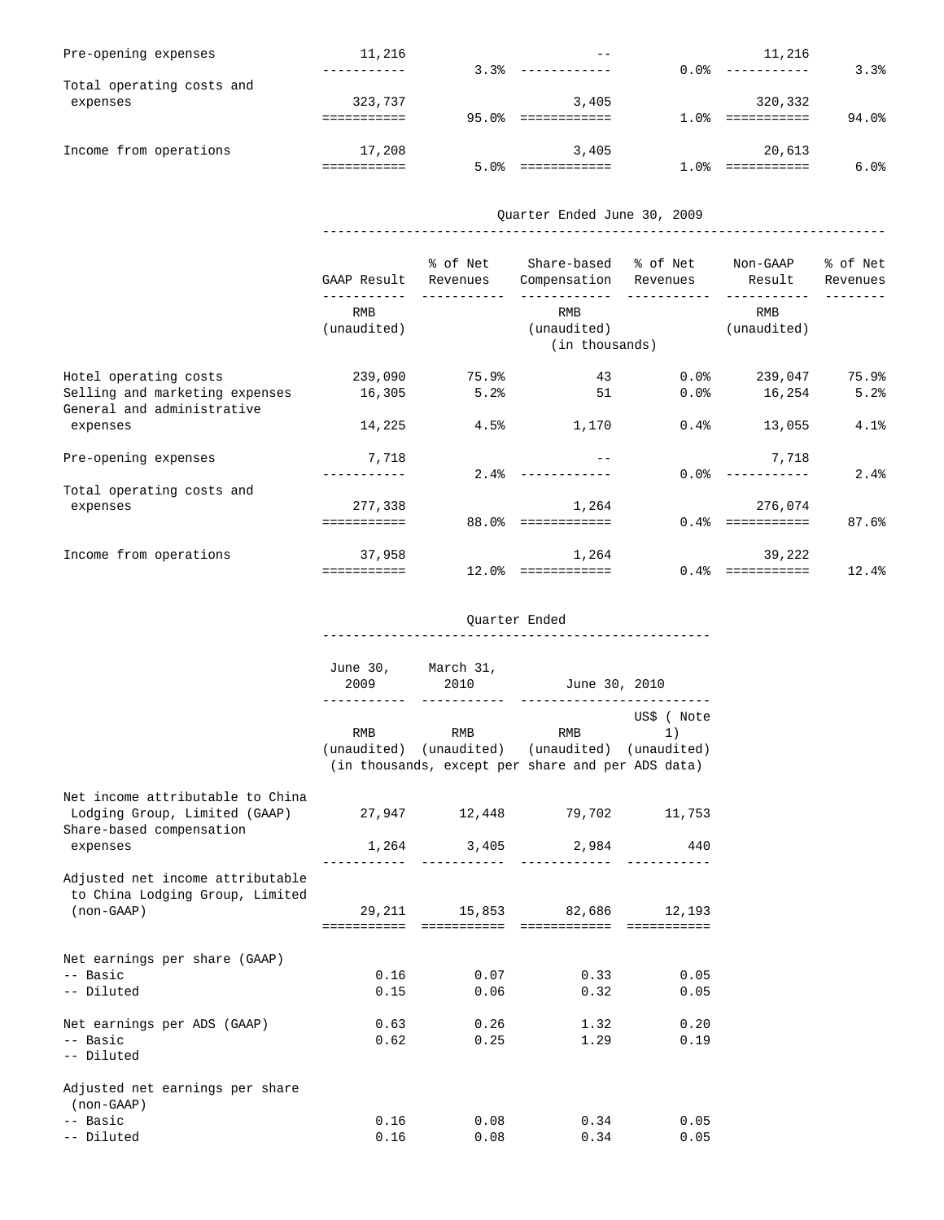| | | | | | | |
|---|---|---|---|---|---|---|
| Pre-opening expenses | 11,216 | 3.3% | -- | 0.0% | 11,216 | 3.3% |
| Total operating costs and expenses | 323,737 | 95.0% | 3,405 | 1.0% | 320,332 | 94.0% |
| Income from operations | 17,208 | 5.0% | 3,405 | 1.0% | 20,613 | 6.0% |

| | Quarter Ended June 30, 2009 | | | | | |
|---|---|---|---|---|---|---|
| | GAAP Result | % of Net Revenues | Share-based Compensation | % of Net Revenues | Non-GAAP Result | % of Net Revenues |
| | RMB (unaudited) | | RMB (unaudited) (in thousands) | | RMB (unaudited) | |
| Hotel operating costs | 239,090 | 75.9% | 43 | 0.0% | 239,047 | 75.9% |
| Selling and marketing expenses | 16,305 | 5.2% | 51 | 0.0% | 16,254 | 5.2% |
| General and administrative expenses | 14,225 | 4.5% | 1,170 | 0.4% | 13,055 | 4.1% |
| Pre-opening expenses | 7,718 | 2.4% | -- | 0.0% | 7,718 | 2.4% |
| Total operating costs and expenses | 277,338 | 88.0% | 1,264 | 0.4% | 276,074 | 87.6% |
| Income from operations | 37,958 | 12.0% | 1,264 | 0.4% | 39,222 | 12.4% |

| | Quarter Ended | | | |
|---|---|---|---|---|
| | June 30, 2009 | March 31, 2010 | June 30, 2010 | |
| | RMB (unaudited) | RMB (unaudited) | RMB (unaudited) | US$ ( Note 1) (unaudited) |
| | (in thousands, except per share and per ADS data) | | | |
| Net income attributable to China Lodging Group, Limited (GAAP) | 27,947 | 12,448 | 79,702 | 11,753 |
| Share-based compensation expenses | 1,264 | 3,405 | 2,984 | 440 |
| Adjusted net income attributable to China Lodging Group, Limited (non-GAAP) | 29,211 | 15,853 | 82,686 | 12,193 |
| Net earnings per share (GAAP) | | | | |
| -- Basic | 0.16 | 0.07 | 0.33 | 0.05 |
| -- Diluted | 0.15 | 0.06 | 0.32 | 0.05 |
| Net earnings per ADS (GAAP) | | | | |
| -- Basic | 0.63 | 0.26 | 1.32 | 0.20 |
| -- Diluted | 0.62 | 0.25 | 1.29 | 0.19 |
| Adjusted net earnings per share (non-GAAP) | | | | |
| -- Basic | 0.16 | 0.08 | 0.34 | 0.05 |
| -- Diluted | 0.16 | 0.08 | 0.34 | 0.05 |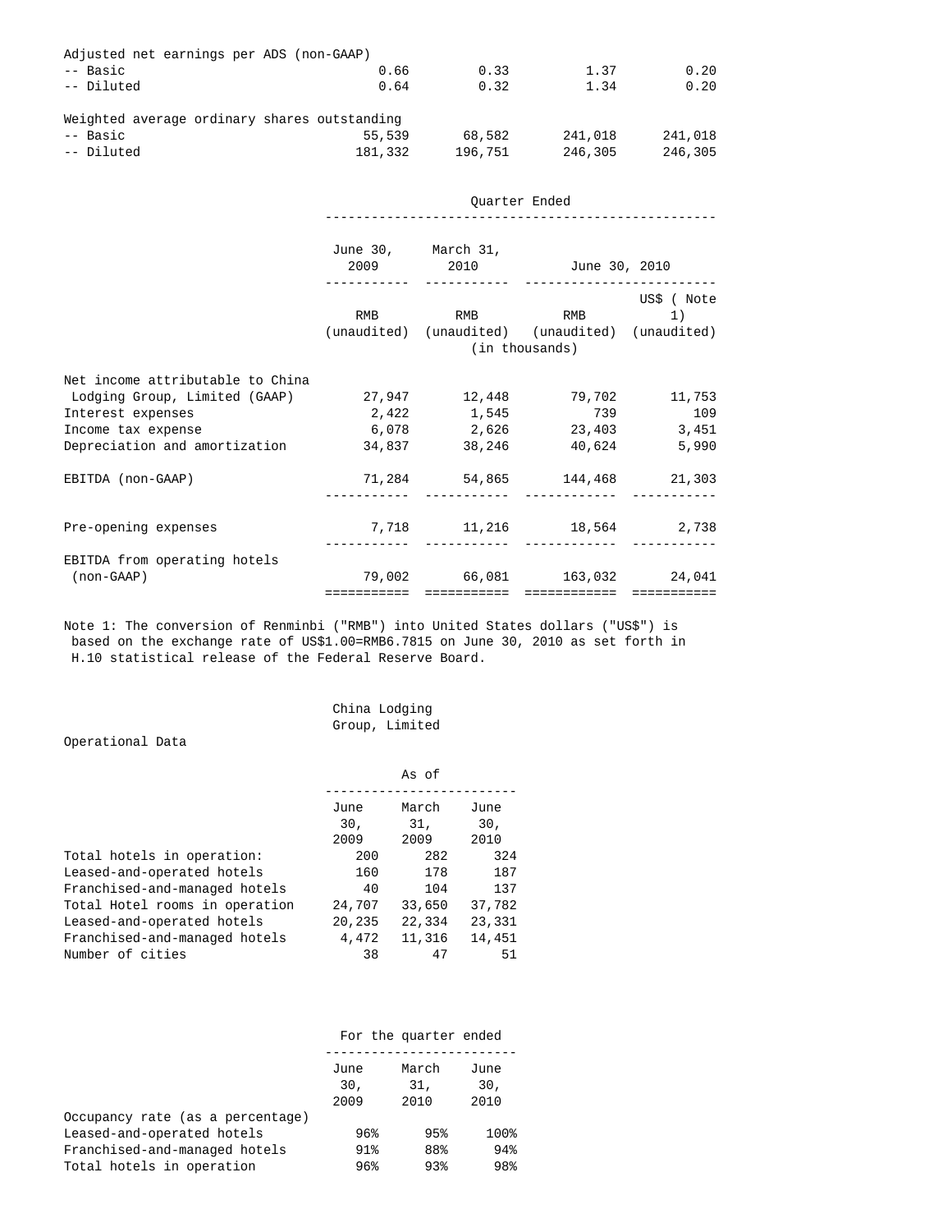| | | | | |
|---|---|---|---|---|
| Adjusted net earnings per ADS (non-GAAP) | | | | |
| -- Basic | 0.66 | 0.33 | 1.37 | 0.20 |
| -- Diluted | 0.64 | 0.32 | 1.34 | 0.20 |
| Weighted average ordinary shares outstanding | | | | |
| -- Basic | 55,539 | 68,582 | 241,018 | 241,018 |
| -- Diluted | 181,332 | 196,751 | 246,305 | 246,305 |

| | Quarter Ended | | | |
|---|---|---|---|---|
| | June 30, 2009 | March 31, 2010 | June 30, 2010 | |
| | RMB (unaudited) | RMB (unaudited) | RMB (unaudited) | US$ ( Note 1) (unaudited) |
| | (in thousands) | | | |
| Net income attributable to China Lodging Group, Limited (GAAP) | 27,947 | 12,448 | 79,702 | 11,753 |
| Interest expenses | 2,422 | 1,545 | 739 | 109 |
| Income tax expense | 6,078 | 2,626 | 23,403 | 3,451 |
| Depreciation and amortization | 34,837 | 38,246 | 40,624 | 5,990 |
| EBITDA (non-GAAP) | 71,284 | 54,865 | 144,468 | 21,303 |
| Pre-opening expenses | 7,718 | 11,216 | 18,564 | 2,738 |
| EBITDA from operating hotels (non-GAAP) | 79,002 | 66,081 | 163,032 | 24,041 |

Note 1: The conversion of Renminbi ("RMB") into United States dollars ("US$") is based on the exchange rate of US$1.00=RMB6.7815 on June 30, 2010 as set forth in H.10 statistical release of the Federal Reserve Board.

China Lodging Group, Limited

Operational Data

| | As of | | |
|---|---|---|---|
| | June 30, 2009 | March 31, 2009 | June 30, 2010 |
| Total hotels in operation: | 200 | 282 | 324 |
| Leased-and-operated hotels | 160 | 178 | 187 |
| Franchised-and-managed hotels | 40 | 104 | 137 |
| Total Hotel rooms in operation | 24,707 | 33,650 | 37,782 |
| Leased-and-operated hotels | 20,235 | 22,334 | 23,331 |
| Franchised-and-managed hotels | 4,472 | 11,316 | 14,451 |
| Number of cities | 38 | 47 | 51 |

| | For the quarter ended | | |
|---|---|---|---|
| | June 30, 2009 | March 31, 2010 | June 30, 2010 |
| Occupancy rate (as a percentage) | | | |
| Leased-and-operated hotels | 96% | 95% | 100% |
| Franchised-and-managed hotels | 91% | 88% | 94% |
| Total hotels in operation | 96% | 93% | 98% |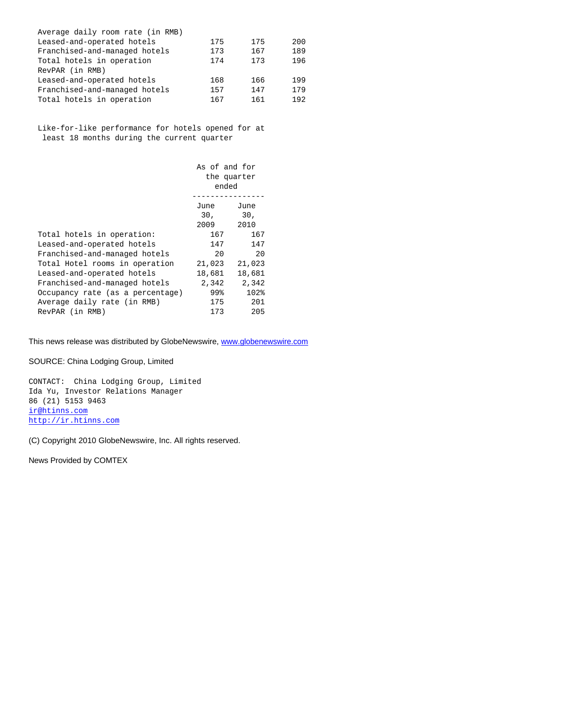| | | | |
|---|---|---|---|
| Average daily room rate (in RMB) | | | |
| Leased-and-operated hotels | 175 | 175 | 200 |
| Franchised-and-managed hotels | 173 | 167 | 189 |
| Total hotels in operation | 174 | 173 | 196 |
| RevPAR (in RMB) | | | |
| Leased-and-operated hotels | 168 | 166 | 199 |
| Franchised-and-managed hotels | 157 | 147 | 179 |
| Total hotels in operation | 167 | 161 | 192 |

Like-for-like performance for hotels opened for at least 18 months during the current quarter

| | As of and for the quarter ended | |
|---|---|---|
| | June 30, 2009 | June 30, 2010 |
| Total hotels in operation: | 167 | 167 |
| Leased-and-operated hotels | 147 | 147 |
| Franchised-and-managed hotels | 20 | 20 |
| Total Hotel rooms in operation | 21,023 | 21,023 |
| Leased-and-operated hotels | 18,681 | 18,681 |
| Franchised-and-managed hotels | 2,342 | 2,342 |
| Occupancy rate (as a percentage) | 99% | 102% |
| Average daily rate (in RMB) | 175 | 201 |
| RevPAR (in RMB) | 173 | 205 |

This news release was distributed by GlobeNewswire, www.globenewswire.com

SOURCE: China Lodging Group, Limited

CONTACT: China Lodging Group, Limited
Ida Yu, Investor Relations Manager
86 (21) 5153 9463
ir@htinns.com
http://ir.htinns.com

(C) Copyright 2010 GlobeNewswire, Inc. All rights reserved.

News Provided by COMTEX